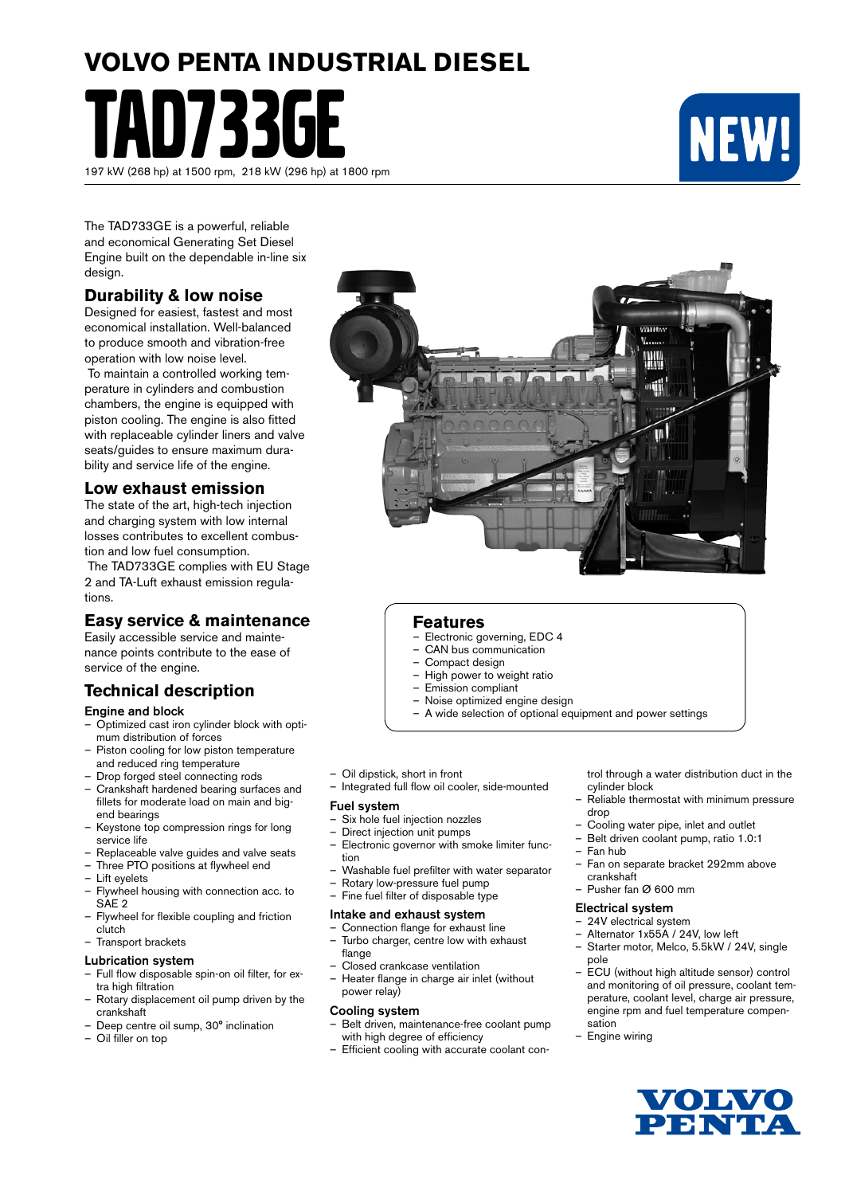# VOLVO PENTA INDUSTRIAL DIESEL

# TAD733GE

197 kW (268 hp) at 1500 rpm, 218 kW (296 hp) at 1800 rpm

NEW!

The TAD733GE is a powerful, reliable and economical Generating Set Diesel Engine built on the dependable in-line six design.

## Durability & low noise

Designed for easiest, fastest and most economical installation. Well-balanced to produce smooth and vibration-free operation with low noise level.

To maintain a controlled working temperature in cylinders and combustion chambers, the engine is equipped with piston cooling. The engine is also fitted with replaceable cylinder liners and valve seats/guides to ensure maximum durability and service life of the engine.

## Low exhaust emission

The state of the art, high-tech injection and charging system with low internal losses contributes to excellent combustion and low fuel consumption.

The TAD733GE complies with EU Stage 2 and TA-Luft exhaust emission regulations.

## Easy service & maintenance

Easily accessible service and maintenance points contribute to the ease of service of the engine.

## Features

- Electronic governing, EDC 4
- CAN bus communication
- Compact design
- High power to weight ratio
- Emission compliant
- Noise optimized engine design
- A wide selection of optional equipment and power settings

## Technical description

### Engine and block

- Optimized cast iron cylinder block with optimum distribution of forces
- Piston cooling for low piston temperature and reduced ring temperature
- Drop forged steel connecting rods
- Crankshaft hardened bearing surfaces and fillets for moderate load on main and big-end bearings
- Keystone top compression rings for long service life
- Replaceable valve guides and valve seats
- Three PTO positions at flywheel end
- Lift eyelets
- Flywheel housing with connection acc. to SAE 2
- Flywheel for flexible coupling and friction clutch
- Transport brackets

### Lubrication system

- Full flow disposable spin-on oil filter, for extra high filtration
- Rotary displacement oil pump driven by the crankshaft
- Deep centre oil sump, 30° inclination
- Oil filler on top
- Oil dipstick, short in front
- Integrated full flow oil cooler, side-mounted

### Fuel system

- Six hole fuel injection nozzles
- Direct injection unit pumps
- Electronic governor with smoke limiter function
- Washable fuel prefilter with water separator
- Rotary low-pressure fuel pump
- Fine fuel filter of disposable type

### Intake and exhaust system

- Connection flange for exhaust line
- Turbo charger, centre low with exhaust flange
- Closed crankcase ventilation
- Heater flange in charge air inlet (without power relay)

### Cooling system

- Belt driven, maintenance-free coolant pump with high degree of efficiency
- Efficient cooling with accurate coolant control through a water distribution duct in the cylinder block
- Reliable thermostat with minimum pressure drop
- Cooling water pipe, inlet and outlet
- Belt driven coolant pump, ratio 1.0:1
- Fan hub
- Fan on separate bracket 292mm above crankshaft
- Pusher fan Ø 600 mm

### Electrical system

- 24V electrical system
- Alternator 1x55A / 24V, low left
- Starter motor, Melco, 5.5kW / 24V, single pole
- ECU (without high altitude sensor) control and monitoring of oil pressure, coolant temperature, coolant level, charge air pressure, engine rpm and fuel temperature compensation
- Engine wiring

VOLVO PENTA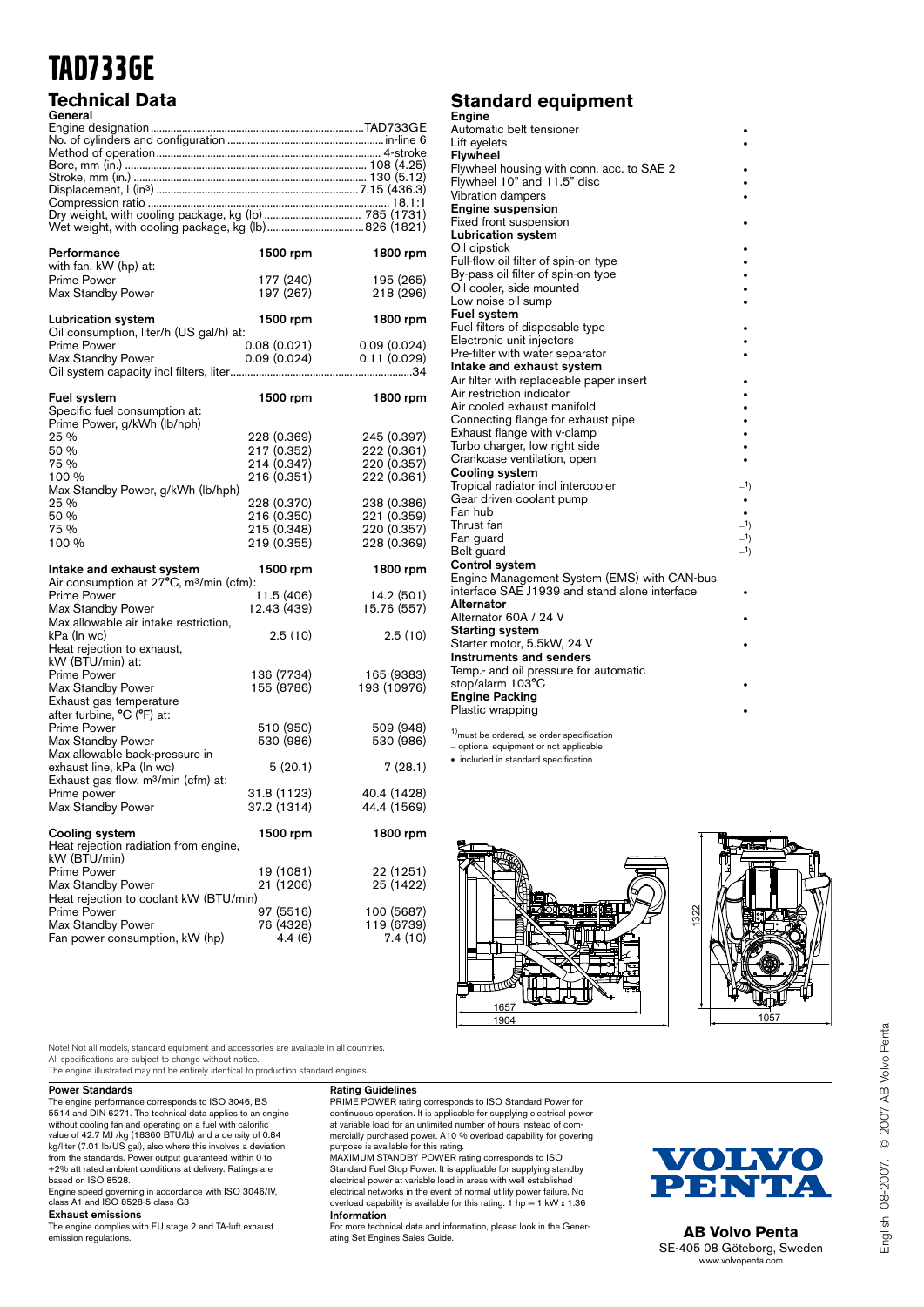# TAD733GE

## Technical Data

### General

| | |
|---|---|
| Engine designation | TAD733GE |
| No. of cylinders and configuration | in-line 6 |
| Method of operation | 4-stroke |
| Bore, mm (in.) | 108 (4.25) |
| Stroke, mm (in.) | 130 (5.12) |
| Displacement, l (in³) | 7.15 (436.3) |
| Compression ratio | 18.1:1 |
| Dry weight, with cooling package, kg (lb) | 785 (1731) |
| Wet weight, with cooling package, kg (lb) | 826 (1821) |

| Performance | 1500 rpm | 1800 rpm |
|---|---|---|
| with fan, kW (hp) at: | | |
| Prime Power | 177 (240) | 195 (265) |
| Max Standby Power | 197 (267) | 218 (296) |

| Lubrication system | 1500 rpm | 1800 rpm |
|---|---|---|
| Oil consumption, liter/h (US gal/h) at: | | |
| Prime Power | 0.08 (0.021) | 0.09 (0.024) |
| Max Standby Power | 0.09 (0.024) | 0.11 (0.029) |
| Oil system capacity incl filters, liter | | 34 |

| Fuel system | 1500 rpm | 1800 rpm |
|---|---|---|
| Specific fuel consumption at: | | |
| Prime Power, g/kWh (lb/hph) | | |
| 25 % | 228 (0.369) | 245 (0.397) |
| 50 % | 217 (0.352) | 222 (0.361) |
| 75 % | 214 (0.347) | 220 (0.357) |
| 100 % | 216 (0.351) | 222 (0.361) |
| Max Standby Power, g/kWh (lb/hph) | | |
| 25 % | 228 (0.370) | 238 (0.386) |
| 50 % | 216 (0.350) | 221 (0.359) |
| 75 % | 215 (0.348) | 220 (0.357) |
| 100 % | 219 (0.355) | 228 (0.369) |

| Intake and exhaust system | 1500 rpm | 1800 rpm |
|---|---|---|
| Air consumption at 27°C, m³/min (cfm): | | |
| Prime Power | 11.5 (406) | 14.2 (501) |
| Max Standby Power | 12.43 (439) | 15.76 (557) |
| Max allowable air intake restriction, kPa (In wc) | 2.5 (10) | 2.5 (10) |
| Heat rejection to exhaust, kW (BTU/min) at: | | |
| Prime Power | 136 (7734) | 165 (9383) |
| Max Standby Power | 155 (8786) | 193 (10976) |
| Exhaust gas temperature after turbine, °C (°F) at: | | |
| Prime Power | 510 (950) | 509 (948) |
| Max Standby Power | 530 (986) | 530 (986) |
| Max allowable back-pressure in exhaust line, kPa (In wc) | 5 (20.1) | 7 (28.1) |
| Exhaust gas flow, m³/min (cfm) at: | | |
| Prime power | 31.8 (1123) | 40.4 (1428) |
| Max Standby Power | 37.2 (1314) | 44.4 (1569) |

| Cooling system | 1500 rpm | 1800 rpm |
|---|---|---|
| Heat rejection radiation from engine, kW (BTU/min) | | |
| Prime Power | 19 (1081) | 22 (1251) |
| Max Standby Power | 21 (1206) | 25 (1422) |
| Heat rejection to coolant kW (BTU/min) | | |
| Prime Power | 97 (5516) | 100 (5687) |
| Max Standby Power | 76 (4328) | 119 (6739) |
| Fan power consumption, kW (hp) | 4.4 (6) | 7.4 (10) |

## Standard equipment

| | |
|---|---|
| **Engine** | |
| Automatic belt tensioner | • |
| Lift eyelets | • |
| **Flywheel** | |
| Flywheel housing with conn. acc. to SAE 2 | • |
| Flywheel 10" and 11.5" disc | • |
| Vibration dampers | • |
| **Engine suspension** | |
| Fixed front suspension | • |
| **Lubrication system** | |
| Oil dipstick | • |
| Full-flow oil filter of spin-on type | • |
| By-pass oil filter of spin-on type | • |
| Oil cooler, side mounted | • |
| Low noise oil sump | • |
| **Fuel system** | |
| Fuel filters of disposable type | • |
| Electronic unit injectors | • |
| Pre-filter with water separator | • |
| **Intake and exhaust system** | |
| Air filter with replaceable paper insert | • |
| Air restriction indicator | • |
| Air cooled exhaust manifold | • |
| Connecting flange for exhaust pipe | • |
| Exhaust flange with v-clamp | • |
| Turbo charger, low right side | • |
| Crankcase ventilation, open | • |
| **Cooling system** | |
| Tropical radiator incl intercooler | –[1] |
| Gear driven coolant pump | • |
| Fan hub | • |
| Thrust fan | –[1] |
| Fan guard | –[1] |
| Belt guard | –[1] |
| **Control system** | |
| Engine Management System (EMS) with CAN-bus interface SAE J1939 and stand alone interface | • |
| **Alternator** | |
| Alternator 60A / 24 V | • |
| **Starting system** | |
| Starter motor, 5.5kW, 24 V | • |
| **Instruments and senders** | |
| Temp.- and oil pressure for automatic stop/alarm 103°C | • |
| **Engine Packing** | |
| Plastic wrapping | • |

[1] must be ordered, se order specification
– optional equipment or not applicable
• included in standard specification

1322
1657
1904
1057

Note! Not all models, standard equipment and accessories are available in all countries.
All specifications are subject to change without notice.
The engine illustrated may not be entirely identical to production standard engines.

### Power Standards

The engine performance corresponds to ISO 3046, BS 5514 and DIN 6271. The technical data applies to an engine without cooling fan and operating on a fuel with calorific value of 42.7 MJ /kg (18360 BTU/lb) and a density of 0.84 kg/liter (7.01 lb/US gal), also where this involves a deviation from the standards. Power output guaranteed within 0 to +2% att rated ambient conditions at delivery. Ratings are based on ISO 8528.
Engine speed governing in accordance with ISO 3046/IV, class A1 and ISO 8528-5 class G3

### Exhaust emissions

The engine complies with EU stage 2 and TA-luft exhaust emission regulations.

### Rating Guidelines

PRIME POWER rating corresponds to ISO Standard Power for continuous operation. It is applicable for supplying electrical power at variable load for an unlimited number of hours instead of commercially purchased power. A10 % overload capability for govering purpose is available for this rating.
MAXIMUM STANDBY POWER rating corresponds to ISO Standard Fuel Stop Power. It is applicable for supplying standby electrical power at variable load in areas with well established electrical networks in the event of normal utility power failure. No overload capability is available for this rating. 1 hp = 1 kW x 1.36

### Information

For more technical data and information, please look in the Generating Set Engines Sales Guide.

VOLVO PENTA

**AB Volvo Penta**
SE-405 08 Göteborg, Sweden
www.volvopenta.com

English 08-2007. © 2007 AB Volvo Penta